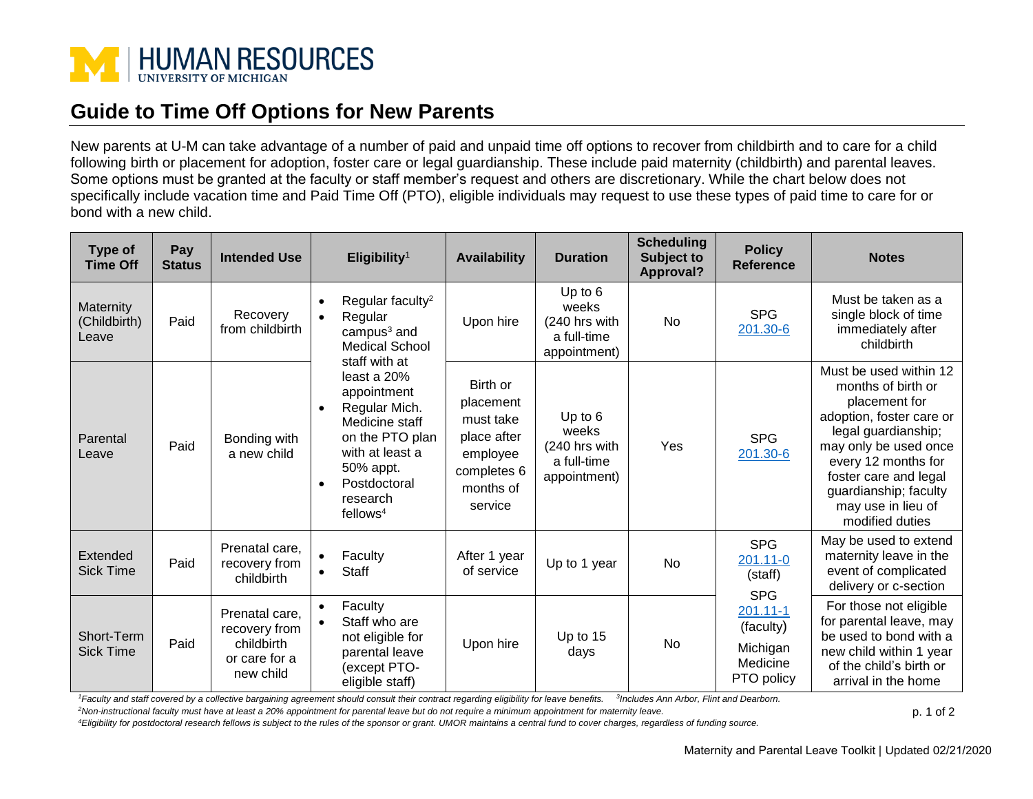HUMAN RESOURCES
UNIVERSITY OF MICHIGAN

# Guide to Time Off Options for New Parents

New parents at U-M can take advantage of a number of paid and unpaid time off options to recover from childbirth and to care for a child following birth or placement for adoption, foster care or legal guardianship. These include paid maternity (childbirth) and parental leaves. Some options must be granted at the faculty or staff member's request and others are discretionary. While the chart below does not specifically include vacation time and Paid Time Off (PTO), eligible individuals may request to use these types of paid time to care for or bond with a new child.

| Type of Time Off | Pay Status | Intended Use | Eligibility[1] | Availability | Duration | Scheduling Subject to Approval? | Policy Reference | Notes |
|---|---|---|---|---|---|---|---|---|
| Maternity (Childbirth) Leave | Paid | Recovery from childbirth | • Regular faculty[2] <br>• Regular campus[3] and Medical School staff with at least a 20% appointment <br>• Regular Mich. Medicine staff on the PTO plan with at least a 50% appt. <br>• Postdoctoral research fellows[4] | Upon hire | Up to 6 weeks (240 hrs with a full-time appointment) | No | SPG 201.30-6 | Must be taken as a single block of time immediately after childbirth |
| Parental Leave | Paid | Bonding with a new child | | Birth or placement must take place after employee completes 6 months of service | Up to 6 weeks (240 hrs with a full-time appointment) | Yes | SPG 201.30-6 | Must be used within 12 months of birth or placement for adoption, foster care or legal guardianship; may only be used once every 12 months for foster care and legal guardianship; faculty may use in lieu of modified duties |
| Extended Sick Time | Paid | Prenatal care, recovery from childbirth | • Faculty <br>• Staff | After 1 year of service | Up to 1 year | No | SPG 201.11-0 (staff) <br>SPG 201.11-1 (faculty) <br>Michigan Medicine PTO policy | May be used to extend maternity leave in the event of complicated delivery or c-section |
| Short-Term Sick Time | Paid | Prenatal care, recovery from childbirth or care for a new child | • Faculty <br>• Staff who are not eligible for parental leave (except PTO-eligible staff) | Upon hire | Up to 15 days | No | | For those not eligible for parental leave, may be used to bond with a new child within 1 year of the child's birth or arrival in the home |

[1]Faculty and staff covered by a collective bargaining agreement should consult their contract regarding eligibility for leave benefits. [3]Includes Ann Arbor, Flint and Dearborn.

[2]Non-instructional faculty must have at least a 20% appointment for parental leave but do not require a minimum appointment for maternity leave.

[4]Eligibility for postdoctoral research fellows is subject to the rules of the sponsor or grant. UMOR maintains a central fund to cover charges, regardless of funding source.

Maternity and Parental Leave Toolkit | Updated 02/21/2020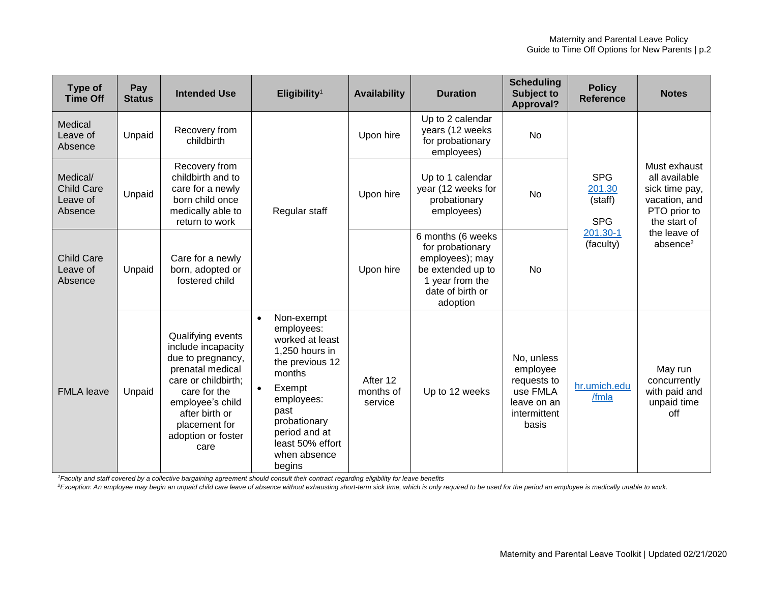| Type of Time Off | Pay Status | Intended Use | Eligibility[1] | Availability | Duration | Scheduling Subject to Approval? | Policy Reference | Notes |
|---|---|---|---|---|---|---|---|---|
| Medical Leave of Absence | Unpaid | Recovery from childbirth | Regular staff | Upon hire | Up to 2 calendar years (12 weeks for probationary employees) | No | SPG 201.30 (staff) SPG 201.30-1 (faculty) | Must exhaust all available sick time pay, vacation, and PTO prior to the start of the leave of absence[2] |
| Medical/ Child Care Leave of Absence | Unpaid | Recovery from childbirth and to care for a newly born child once medically able to return to work | Regular staff | Upon hire | Up to 1 calendar year (12 weeks for probationary employees) | No | SPG 201.30 (staff) SPG 201.30-1 (faculty) | Must exhaust all available sick time pay, vacation, and PTO prior to the start of the leave of absence[2] |
| Child Care Leave of Absence | Unpaid | Care for a newly born, adopted or fostered child | Regular staff | Upon hire | 6 months (6 weeks for probationary employees); may be extended up to 1 year from the date of birth or adoption | No | SPG 201.30 (staff) SPG 201.30-1 (faculty) | Must exhaust all available sick time pay, vacation, and PTO prior to the start of the leave of absence[2] |
| FMLA leave | Unpaid | Qualifying events include incapacity due to pregnancy, prenatal medical care or childbirth; care for the employee's child after birth or placement for adoption or foster care | • Non-exempt employees: worked at least 1,250 hours in the previous 12 months<br>• Exempt employees: past probationary period and at least 50% effort when absence begins | After 12 months of service | Up to 12 weeks | No, unless employee requests to use FMLA leave on an intermittent basis | hr.umich.edu/fmla | May run concurrently with paid and unpaid time off |

*[1]Faculty and staff covered by a collective bargaining agreement should consult their contract regarding eligibility for leave benefits*

*[2]Exception: An employee may begin an unpaid child care leave of absence without exhausting short-term sick time, which is only required to be used for the period an employee is medically unable to work.*